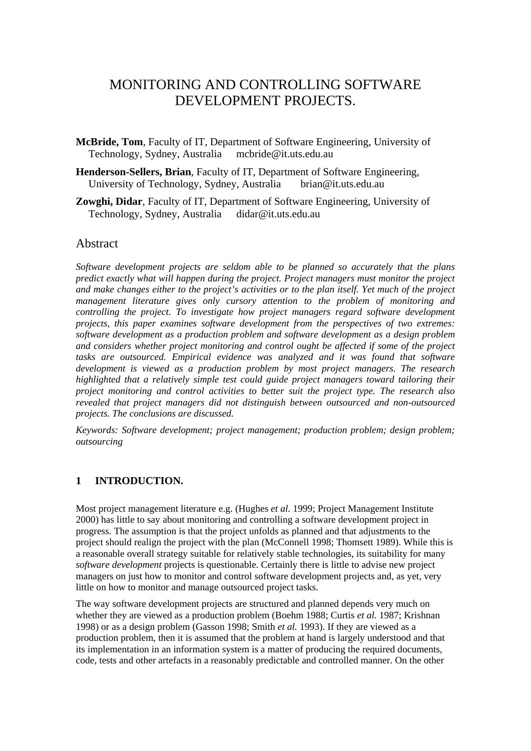# MONITORING AND CONTROLLING SOFTWARE DEVELOPMENT PROJECTS.

**McBride, Tom**, Faculty of IT, Department of Software Engineering, University of Technology, Sydney, Australia mcbride@it.uts.edu.au

**Henderson-Sellers, Brian**, Faculty of IT, Department of Software Engineering, University of Technology, Sydney, Australia brian@it.uts.edu.au

**Zowghi, Didar**, Faculty of IT, Department of Software Engineering, University of Technology, Sydney, Australia didar@it.uts.edu.au

## Abstract

*Software development projects are seldom able to be planned so accurately that the plans predict exactly what will happen during the project. Project managers must monitor the project and make changes either to the project's activities or to the plan itself. Yet much of the project management literature gives only cursory attention to the problem of monitoring and controlling the project. To investigate how project managers regard software development projects, this paper examines software development from the perspectives of two extremes: software development as a production problem and software development as a design problem and considers whether project monitoring and control ought be affected if some of the project tasks are outsourced. Empirical evidence was analyzed and it was found that software development is viewed as a production problem by most project managers. The research highlighted that a relatively simple test could guide project managers toward tailoring their project monitoring and control activities to better suit the project type. The research also revealed that project managers did not distinguish between outsourced and non-outsourced projects. The conclusions are discussed.*

*Keywords: Software development; project management; production problem; design problem; outsourcing*

## 1 INTRODUCTION.

Most project management literature e.g. (Hughes *et al.* 1999; Project Management Institute 2000) has little to say about monitoring and controlling a software development project in progress. The assumption is that the project unfolds as planned and that adjustments to the project should realign the project with the plan (McConnell 1998; Thomsett 1989). While this is a reasonable overall strategy suitable for relatively stable technologies, its suitability for many *software development* projects is questionable. Certainly there is little to advise new project managers on just how to monitor and control software development projects and, as yet, very little on how to monitor and manage outsourced project tasks.

The way software development projects are structured and planned depends very much on whether they are viewed as a production problem (Boehm 1988; Curtis *et al.* 1987; Krishnan 1998) or as a design problem (Gasson 1998; Smith *et al.* 1993). If they are viewed as a production problem, then it is assumed that the problem at hand is largely understood and that its implementation in an information system is a matter of producing the required documents, code, tests and other artefacts in a reasonably predictable and controlled manner. On the other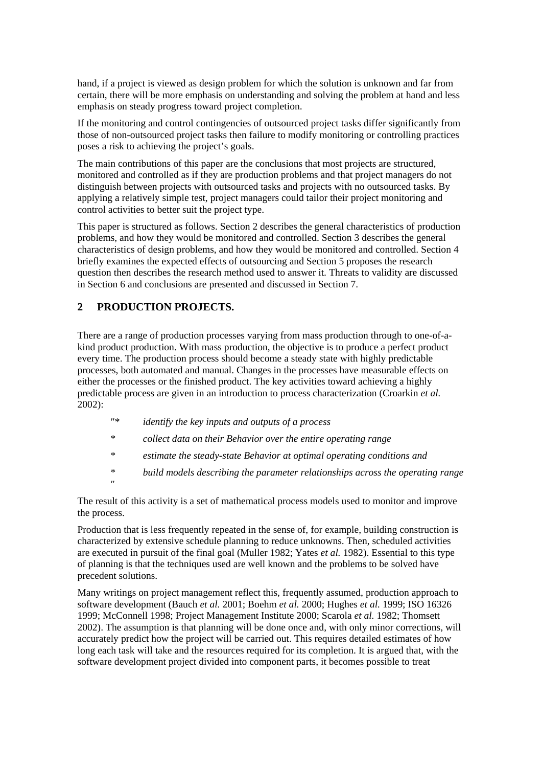hand, if a project is viewed as design problem for which the solution is unknown and far from certain, there will be more emphasis on understanding and solving the problem at hand and less emphasis on steady progress toward project completion.

If the monitoring and control contingencies of outsourced project tasks differ significantly from those of non-outsourced project tasks then failure to modify monitoring or controlling practices poses a risk to achieving the project's goals.

The main contributions of this paper are the conclusions that most projects are structured, monitored and controlled as if they are production problems and that project managers do not distinguish between projects with outsourced tasks and projects with no outsourced tasks. By applying a relatively simple test, project managers could tailor their project monitoring and control activities to better suit the project type.

This paper is structured as follows. Section 2 describes the general characteristics of production problems, and how they would be monitored and controlled. Section 3 describes the general characteristics of design problems, and how they would be monitored and controlled. Section 4 briefly examines the expected effects of outsourcing and Section 5 proposes the research question then describes the research method used to answer it. Threats to validity are discussed in Section 6 and conclusions are presented and discussed in Section 7.

## 2 PRODUCTION PROJECTS.

There are a range of production processes varying from mass production through to one-of-a-kind product production. With mass production, the objective is to produce a perfect product every time. The production process should become a steady state with highly predictable processes, both automated and manual. Changes in the processes have measurable effects on either the processes or the finished product. The key activities toward achieving a highly predictable process are given in an introduction to process characterization (Croarkin *et al.* 2002):

"* *identify the key inputs and outputs of a process*

\* *collect data on their Behavior over the entire operating range*

\* *estimate the steady-state Behavior at optimal operating conditions and*

\* *build models describing the parameter relationships across the operating range*
"

The result of this activity is a set of mathematical process models used to monitor and improve the process.

Production that is less frequently repeated in the sense of, for example, building construction is characterized by extensive schedule planning to reduce unknowns. Then, scheduled activities are executed in pursuit of the final goal (Muller 1982; Yates *et al.* 1982). Essential to this type of planning is that the techniques used are well known and the problems to be solved have precedent solutions.

Many writings on project management reflect this, frequently assumed, production approach to software development (Bauch *et al.* 2001; Boehm *et al.* 2000; Hughes *et al.* 1999; ISO 16326 1999; McConnell 1998; Project Management Institute 2000; Scarola *et al.* 1982; Thomsett 2002). The assumption is that planning will be done once and, with only minor corrections, will accurately predict how the project will be carried out. This requires detailed estimates of how long each task will take and the resources required for its completion. It is argued that, with the software development project divided into component parts, it becomes possible to treat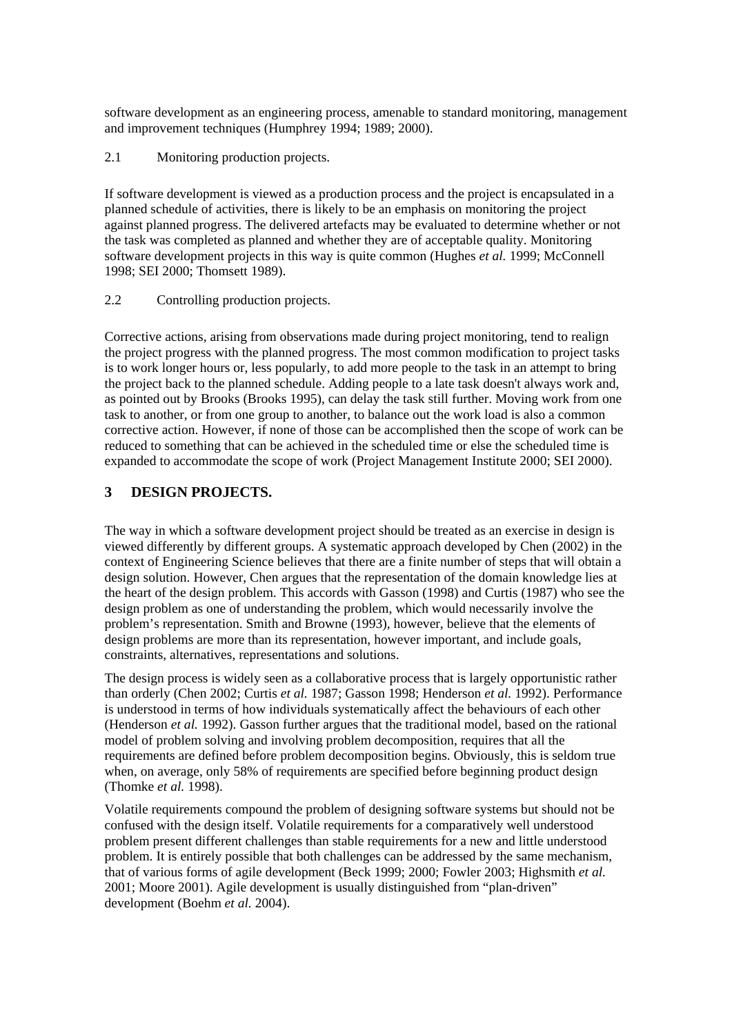software development as an engineering process, amenable to standard monitoring, management and improvement techniques (Humphrey 1994; 1989; 2000).

### 2.1 Monitoring production projects.

If software development is viewed as a production process and the project is encapsulated in a planned schedule of activities, there is likely to be an emphasis on monitoring the project against planned progress. The delivered artefacts may be evaluated to determine whether or not the task was completed as planned and whether they are of acceptable quality. Monitoring software development projects in this way is quite common (Hughes *et al.* 1999; McConnell 1998; SEI 2000; Thomsett 1989).

### 2.2 Controlling production projects.

Corrective actions, arising from observations made during project monitoring, tend to realign the project progress with the planned progress. The most common modification to project tasks is to work longer hours or, less popularly, to add more people to the task in an attempt to bring the project back to the planned schedule. Adding people to a late task doesn't always work and, as pointed out by Brooks (Brooks 1995), can delay the task still further. Moving work from one task to another, or from one group to another, to balance out the work load is also a common corrective action. However, if none of those can be accomplished then the scope of work can be reduced to something that can be achieved in the scheduled time or else the scheduled time is expanded to accommodate the scope of work (Project Management Institute 2000; SEI 2000).

## 3 DESIGN PROJECTS.

The way in which a software development project should be treated as an exercise in design is viewed differently by different groups. A systematic approach developed by Chen (2002) in the context of Engineering Science believes that there are a finite number of steps that will obtain a design solution. However, Chen argues that the representation of the domain knowledge lies at the heart of the design problem. This accords with Gasson (1998) and Curtis (1987) who see the design problem as one of understanding the problem, which would necessarily involve the problem's representation. Smith and Browne (1993), however, believe that the elements of design problems are more than its representation, however important, and include goals, constraints, alternatives, representations and solutions.

The design process is widely seen as a collaborative process that is largely opportunistic rather than orderly (Chen 2002; Curtis *et al.* 1987; Gasson 1998; Henderson *et al.* 1992). Performance is understood in terms of how individuals systematically affect the behaviours of each other (Henderson *et al.* 1992). Gasson further argues that the traditional model, based on the rational model of problem solving and involving problem decomposition, requires that all the requirements are defined before problem decomposition begins. Obviously, this is seldom true when, on average, only 58% of requirements are specified before beginning product design (Thomke *et al.* 1998).

Volatile requirements compound the problem of designing software systems but should not be confused with the design itself. Volatile requirements for a comparatively well understood problem present different challenges than stable requirements for a new and little understood problem. It is entirely possible that both challenges can be addressed by the same mechanism, that of various forms of agile development (Beck 1999; 2000; Fowler 2003; Highsmith *et al.* 2001; Moore 2001). Agile development is usually distinguished from "plan-driven" development (Boehm *et al.* 2004).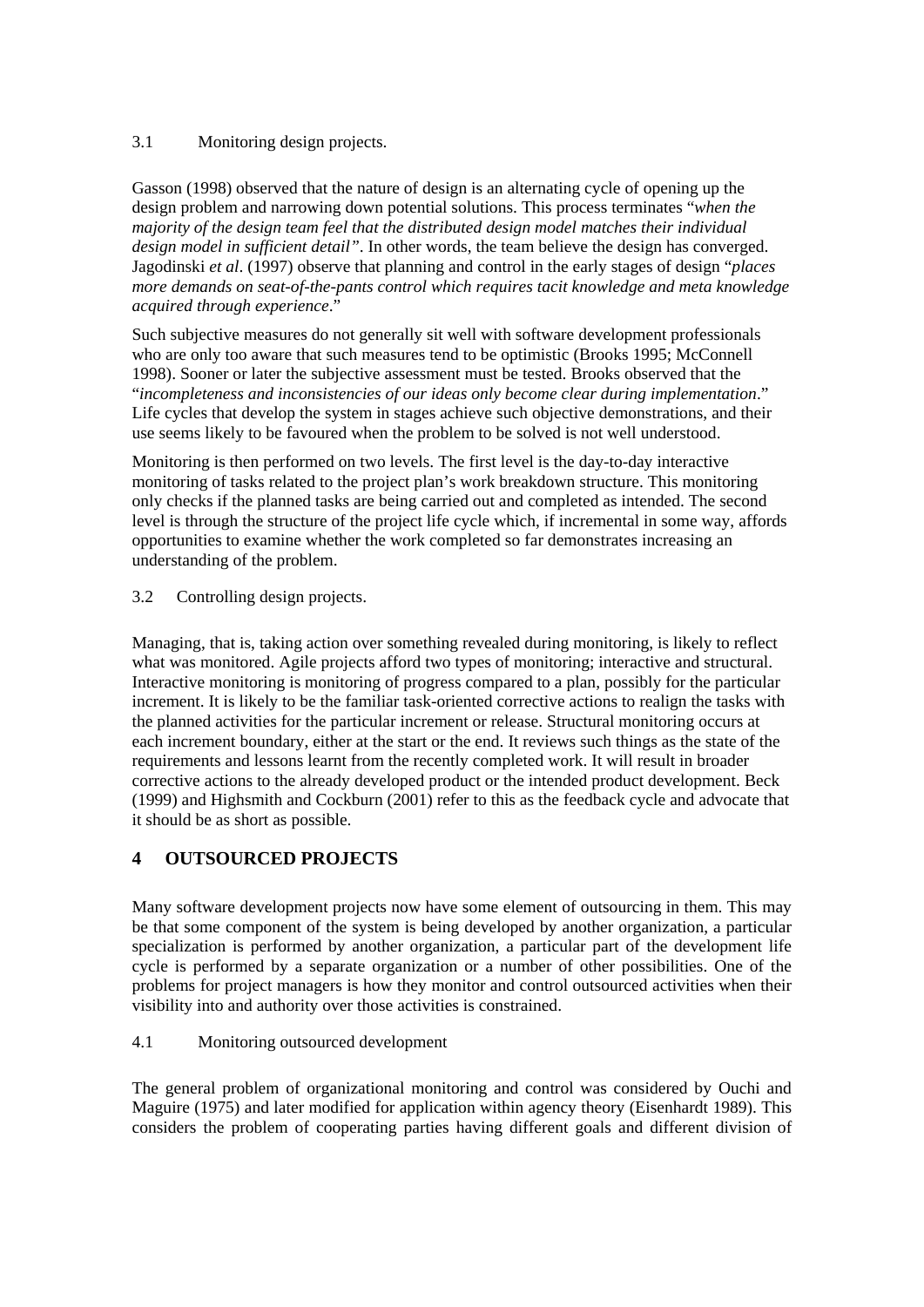### 3.1 Monitoring design projects.

Gasson (1998) observed that the nature of design is an alternating cycle of opening up the design problem and narrowing down potential solutions. This process terminates "*when the majority of the design team feel that the distributed design model matches their individual design model in sufficient detail"*. In other words, the team believe the design has converged. Jagodinski *et al*. (1997) observe that planning and control in the early stages of design "*places more demands on seat-of-the-pants control which requires tacit knowledge and meta knowledge acquired through experience*."

Such subjective measures do not generally sit well with software development professionals who are only too aware that such measures tend to be optimistic (Brooks 1995; McConnell 1998). Sooner or later the subjective assessment must be tested. Brooks observed that the "*incompleteness and inconsistencies of our ideas only become clear during implementation*." Life cycles that develop the system in stages achieve such objective demonstrations, and their use seems likely to be favoured when the problem to be solved is not well understood.

Monitoring is then performed on two levels. The first level is the day-to-day interactive monitoring of tasks related to the project plan's work breakdown structure. This monitoring only checks if the planned tasks are being carried out and completed as intended. The second level is through the structure of the project life cycle which, if incremental in some way, affords opportunities to examine whether the work completed so far demonstrates increasing an understanding of the problem.

### 3.2 Controlling design projects.

Managing, that is, taking action over something revealed during monitoring, is likely to reflect what was monitored. Agile projects afford two types of monitoring; interactive and structural. Interactive monitoring is monitoring of progress compared to a plan, possibly for the particular increment. It is likely to be the familiar task-oriented corrective actions to realign the tasks with the planned activities for the particular increment or release. Structural monitoring occurs at each increment boundary, either at the start or the end. It reviews such things as the state of the requirements and lessons learnt from the recently completed work. It will result in broader corrective actions to the already developed product or the intended product development. Beck (1999) and Highsmith and Cockburn (2001) refer to this as the feedback cycle and advocate that it should be as short as possible.

## 4 OUTSOURCED PROJECTS

Many software development projects now have some element of outsourcing in them. This may be that some component of the system is being developed by another organization, a particular specialization is performed by another organization, a particular part of the development life cycle is performed by a separate organization or a number of other possibilities. One of the problems for project managers is how they monitor and control outsourced activities when their visibility into and authority over those activities is constrained.

### 4.1 Monitoring outsourced development

The general problem of organizational monitoring and control was considered by Ouchi and Maguire (1975) and later modified for application within agency theory (Eisenhardt 1989). This considers the problem of cooperating parties having different goals and different division of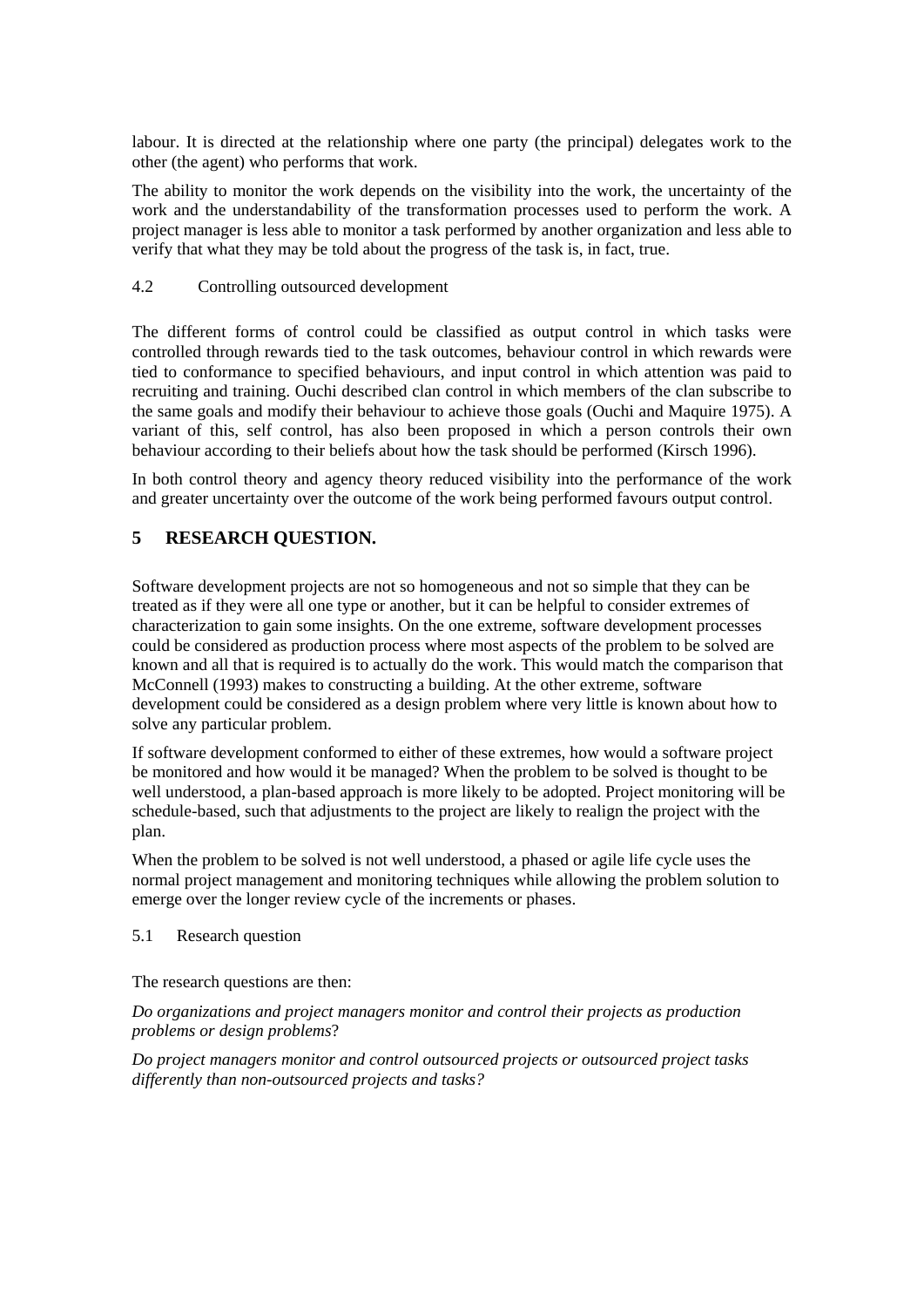labour. It is directed at the relationship where one party (the principal) delegates work to the other (the agent) who performs that work.

The ability to monitor the work depends on the visibility into the work, the uncertainty of the work and the understandability of the transformation processes used to perform the work. A project manager is less able to monitor a task performed by another organization and less able to verify that what they may be told about the progress of the task is, in fact, true.

### 4.2 Controlling outsourced development

The different forms of control could be classified as output control in which tasks were controlled through rewards tied to the task outcomes, behaviour control in which rewards were tied to conformance to specified behaviours, and input control in which attention was paid to recruiting and training. Ouchi described clan control in which members of the clan subscribe to the same goals and modify their behaviour to achieve those goals (Ouchi and Maquire 1975). A variant of this, self control, has also been proposed in which a person controls their own behaviour according to their beliefs about how the task should be performed (Kirsch 1996).

In both control theory and agency theory reduced visibility into the performance of the work and greater uncertainty over the outcome of the work being performed favours output control.

## 5 RESEARCH QUESTION.

Software development projects are not so homogeneous and not so simple that they can be treated as if they were all one type or another, but it can be helpful to consider extremes of characterization to gain some insights. On the one extreme, software development processes could be considered as production process where most aspects of the problem to be solved are known and all that is required is to actually do the work. This would match the comparison that McConnell (1993) makes to constructing a building. At the other extreme, software development could be considered as a design problem where very little is known about how to solve any particular problem.

If software development conformed to either of these extremes, how would a software project be monitored and how would it be managed? When the problem to be solved is thought to be well understood, a plan-based approach is more likely to be adopted. Project monitoring will be schedule-based, such that adjustments to the project are likely to realign the project with the plan.

When the problem to be solved is not well understood, a phased or agile life cycle uses the normal project management and monitoring techniques while allowing the problem solution to emerge over the longer review cycle of the increments or phases.

### 5.1 Research question

The research questions are then:

*Do organizations and project managers monitor and control their projects as production problems or design problems*?

*Do project managers monitor and control outsourced projects or outsourced project tasks differently than non-outsourced projects and tasks?*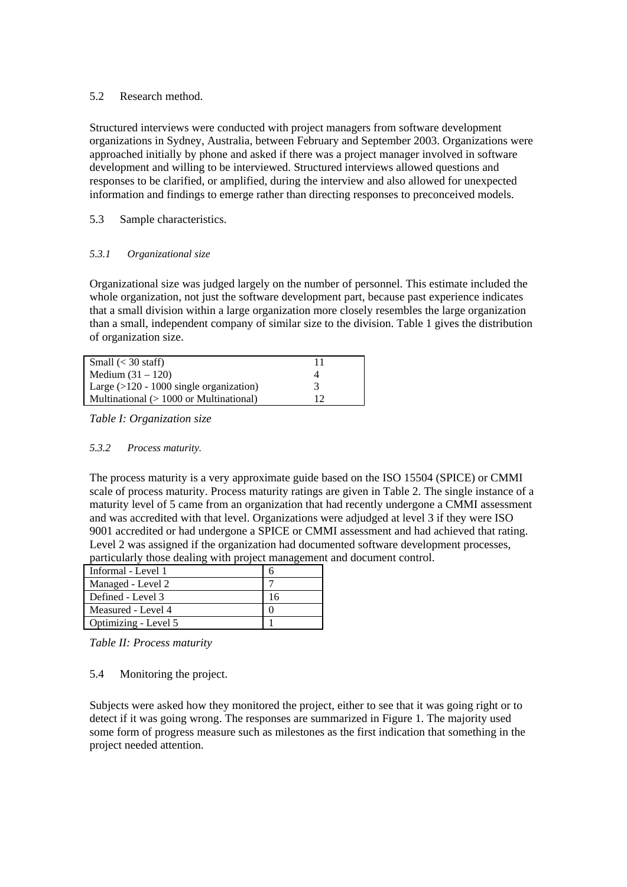## 5.2 Research method.

Structured interviews were conducted with project managers from software development organizations in Sydney, Australia, between February and September 2003. Organizations were approached initially by phone and asked if there was a project manager involved in software development and willing to be interviewed. Structured interviews allowed questions and responses to be clarified, or amplified, during the interview and also allowed for unexpected information and findings to emerge rather than directing responses to preconceived models.

## 5.3 Sample characteristics.

### *5.3.1 Organizational size*

Organizational size was judged largely on the number of personnel. This estimate included the whole organization, not just the software development part, because past experience indicates that a small division within a large organization more closely resembles the large organization than a small, independent company of similar size to the division. Table 1 gives the distribution of organization size.

| | |
|---|---|
| Small (< 30 staff) | 11 |
| Medium (31 – 120) | 4 |
| Large (>120 - 1000 single organization) | 3 |
| Multinational (> 1000 or Multinational) | 12 |

*Table I: Organization size*

### *5.3.2 Process maturity.*

The process maturity is a very approximate guide based on the ISO 15504 (SPICE) or CMMI scale of process maturity. Process maturity ratings are given in Table 2. The single instance of a maturity level of 5 came from an organization that had recently undergone a CMMI assessment and was accredited with that level. Organizations were adjudged at level 3 if they were ISO 9001 accredited or had undergone a SPICE or CMMI assessment and had achieved that rating. Level 2 was assigned if the organization had documented software development processes, particularly those dealing with project management and document control.

| | |
|---|---|
| Informal - Level 1 | 6 |
| Managed - Level 2 | 7 |
| Defined - Level 3 | 16 |
| Measured - Level 4 | 0 |
| Optimizing - Level 5 | 1 |

*Table II: Process maturity*

## 5.4 Monitoring the project.

Subjects were asked how they monitored the project, either to see that it was going right or to detect if it was going wrong. The responses are summarized in Figure 1. The majority used some form of progress measure such as milestones as the first indication that something in the project needed attention.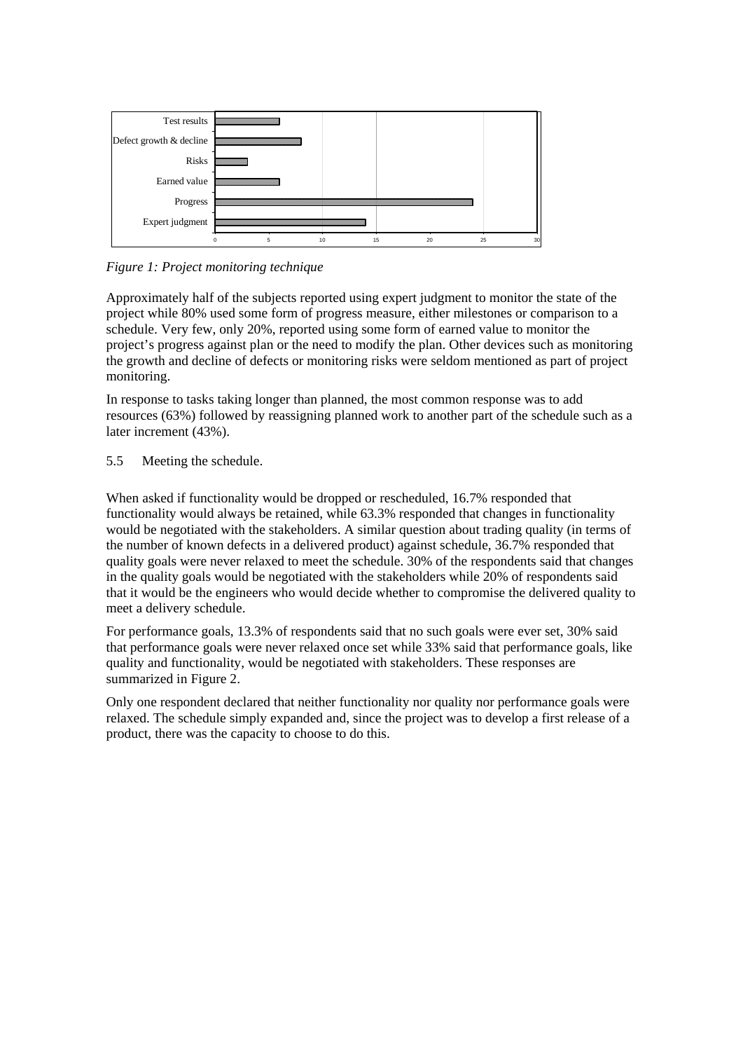*Figure 1: Project monitoring technique*

Approximately half of the subjects reported using expert judgment to monitor the state of the project while 80% used some form of progress measure, either milestones or comparison to a schedule. Very few, only 20%, reported using some form of earned value to monitor the project's progress against plan or the need to modify the plan. Other devices such as monitoring the growth and decline of defects or monitoring risks were seldom mentioned as part of project monitoring.

In response to tasks taking longer than planned, the most common response was to add resources (63%) followed by reassigning planned work to another part of the schedule such as a later increment (43%).

### 5.5 Meeting the schedule.

When asked if functionality would be dropped or rescheduled, 16.7% responded that functionality would always be retained, while 63.3% responded that changes in functionality would be negotiated with the stakeholders. A similar question about trading quality (in terms of the number of known defects in a delivered product) against schedule, 36.7% responded that quality goals were never relaxed to meet the schedule. 30% of the respondents said that changes in the quality goals would be negotiated with the stakeholders while 20% of respondents said that it would be the engineers who would decide whether to compromise the delivered quality to meet a delivery schedule.

For performance goals, 13.3% of respondents said that no such goals were ever set, 30% said that performance goals were never relaxed once set while 33% said that performance goals, like quality and functionality, would be negotiated with stakeholders. These responses are summarized in Figure 2.

Only one respondent declared that neither functionality nor quality nor performance goals were relaxed. The schedule simply expanded and, since the project was to develop a first release of a product, there was the capacity to choose to do this.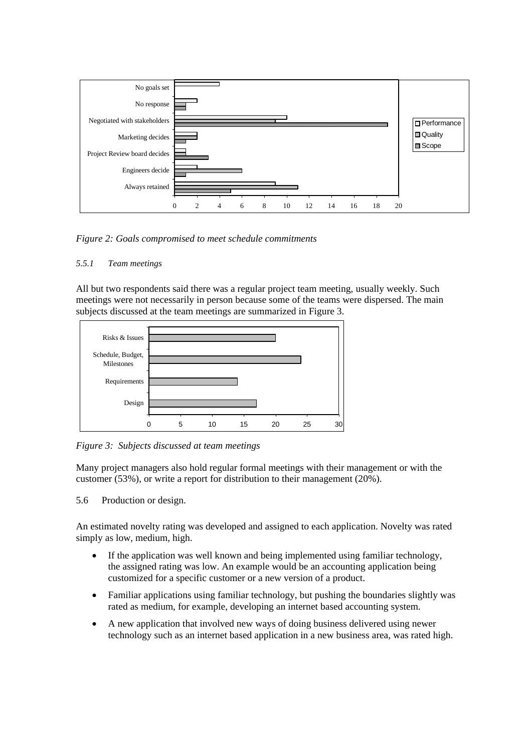*Figure 2: Goals compromised to meet schedule commitments*

#### *5.5.1 Team meetings*

All but two respondents said there was a regular project team meeting, usually weekly. Such meetings were not necessarily in person because some of the teams were dispersed. The main subjects discussed at the team meetings are summarized in Figure 3.

*Figure 3: Subjects discussed at team meetings*

Many project managers also hold regular formal meetings with their management or with the customer (53%), or write a report for distribution to their management (20%).

### 5.6 Production or design.

An estimated novelty rating was developed and assigned to each application. Novelty was rated simply as low, medium, high.

- If the application was well known and being implemented using familiar technology, the assigned rating was low. An example would be an accounting application being customized for a specific customer or a new version of a product.
- Familiar applications using familiar technology, but pushing the boundaries slightly was rated as medium, for example, developing an internet based accounting system.
- A new application that involved new ways of doing business delivered using newer technology such as an internet based application in a new business area, was rated high.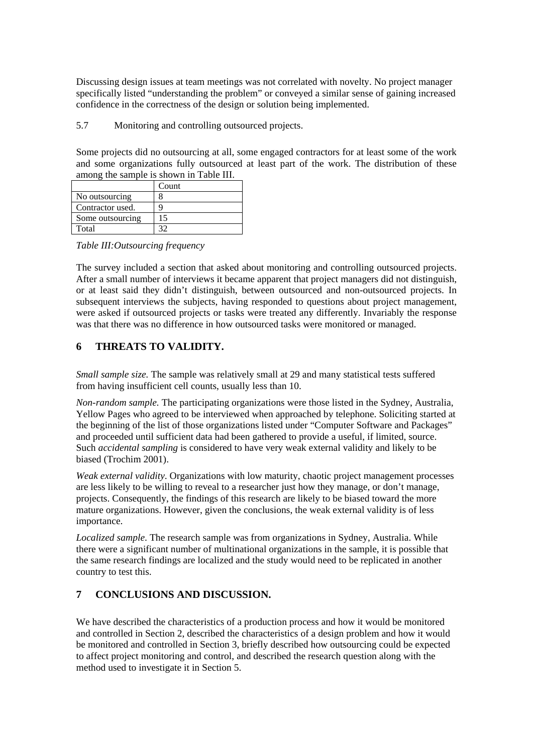Discussing design issues at team meetings was not correlated with novelty. No project manager specifically listed "understanding the problem" or conveyed a similar sense of gaining increased confidence in the correctness of the design or solution being implemented.

### 5.7 Monitoring and controlling outsourced projects.

Some projects did no outsourcing at all, some engaged contractors for at least some of the work and some organizations fully outsourced at least part of the work. The distribution of these among the sample is shown in Table III.

| | Count |
|---|---|
| No outsourcing | 8 |
| Contractor used. | 9 |
| Some outsourcing | 15 |
| Total | 32 |

*Table III:Outsourcing frequency*

The survey included a section that asked about monitoring and controlling outsourced projects. After a small number of interviews it became apparent that project managers did not distinguish, or at least said they didn't distinguish, between outsourced and non-outsourced projects. In subsequent interviews the subjects, having responded to questions about project management, were asked if outsourced projects or tasks were treated any differently. Invariably the response was that there was no difference in how outsourced tasks were monitored or managed.

## 6 THREATS TO VALIDITY.

*Small sample size.* The sample was relatively small at 29 and many statistical tests suffered from having insufficient cell counts, usually less than 10.

*Non-random sample.* The participating organizations were those listed in the Sydney, Australia, Yellow Pages who agreed to be interviewed when approached by telephone. Soliciting started at the beginning of the list of those organizations listed under "Computer Software and Packages" and proceeded until sufficient data had been gathered to provide a useful, if limited, source. Such *accidental sampling* is considered to have very weak external validity and likely to be biased (Trochim 2001).

*Weak external validity*. Organizations with low maturity, chaotic project management processes are less likely to be willing to reveal to a researcher just how they manage, or don't manage, projects. Consequently, the findings of this research are likely to be biased toward the more mature organizations. However, given the conclusions, the weak external validity is of less importance.

*Localized sample*. The research sample was from organizations in Sydney, Australia. While there were a significant number of multinational organizations in the sample, it is possible that the same research findings are localized and the study would need to be replicated in another country to test this.

## 7 CONCLUSIONS AND DISCUSSION.

We have described the characteristics of a production process and how it would be monitored and controlled in Section 2, described the characteristics of a design problem and how it would be monitored and controlled in Section 3, briefly described how outsourcing could be expected to affect project monitoring and control, and described the research question along with the method used to investigate it in Section 5.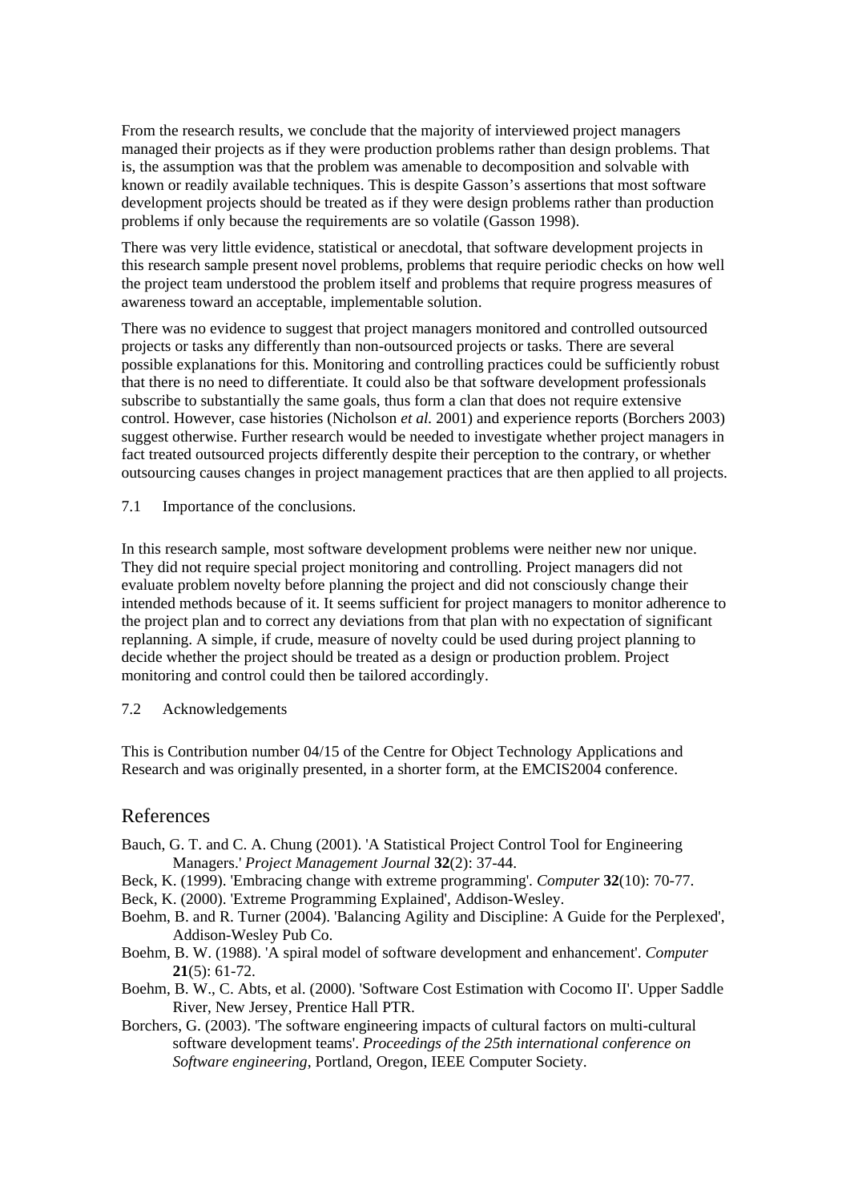From the research results, we conclude that the majority of interviewed project managers managed their projects as if they were production problems rather than design problems. That is, the assumption was that the problem was amenable to decomposition and solvable with known or readily available techniques. This is despite Gasson's assertions that most software development projects should be treated as if they were design problems rather than production problems if only because the requirements are so volatile (Gasson 1998).

There was very little evidence, statistical or anecdotal, that software development projects in this research sample present novel problems, problems that require periodic checks on how well the project team understood the problem itself and problems that require progress measures of awareness toward an acceptable, implementable solution.

There was no evidence to suggest that project managers monitored and controlled outsourced projects or tasks any differently than non-outsourced projects or tasks. There are several possible explanations for this. Monitoring and controlling practices could be sufficiently robust that there is no need to differentiate. It could also be that software development professionals subscribe to substantially the same goals, thus form a clan that does not require extensive control. However, case histories (Nicholson *et al.* 2001) and experience reports (Borchers 2003) suggest otherwise. Further research would be needed to investigate whether project managers in fact treated outsourced projects differently despite their perception to the contrary, or whether outsourcing causes changes in project management practices that are then applied to all projects.

### 7.1 Importance of the conclusions.

In this research sample, most software development problems were neither new nor unique. They did not require special project monitoring and controlling. Project managers did not evaluate problem novelty before planning the project and did not consciously change their intended methods because of it. It seems sufficient for project managers to monitor adherence to the project plan and to correct any deviations from that plan with no expectation of significant replanning. A simple, if crude, measure of novelty could be used during project planning to decide whether the project should be treated as a design or production problem. Project monitoring and control could then be tailored accordingly.

### 7.2 Acknowledgements

This is Contribution number 04/15 of the Centre for Object Technology Applications and Research and was originally presented, in a shorter form, at the EMCIS2004 conference.

## References

Bauch, G. T. and C. A. Chung (2001). 'A Statistical Project Control Tool for Engineering Managers.' *Project Management Journal* **32**(2): 37-44.

Beck, K. (1999). 'Embracing change with extreme programming'. *Computer* **32**(10): 70-77.

Beck, K. (2000). 'Extreme Programming Explained', Addison-Wesley.

Boehm, B. and R. Turner (2004). 'Balancing Agility and Discipline: A Guide for the Perplexed', Addison-Wesley Pub Co.

Boehm, B. W. (1988). 'A spiral model of software development and enhancement'. *Computer* **21**(5): 61-72.

Boehm, B. W., C. Abts, et al. (2000). 'Software Cost Estimation with Cocomo II'. Upper Saddle River, New Jersey, Prentice Hall PTR.

Borchers, G. (2003). 'The software engineering impacts of cultural factors on multi-cultural software development teams'. *Proceedings of the 25th international conference on Software engineering*, Portland, Oregon, IEEE Computer Society.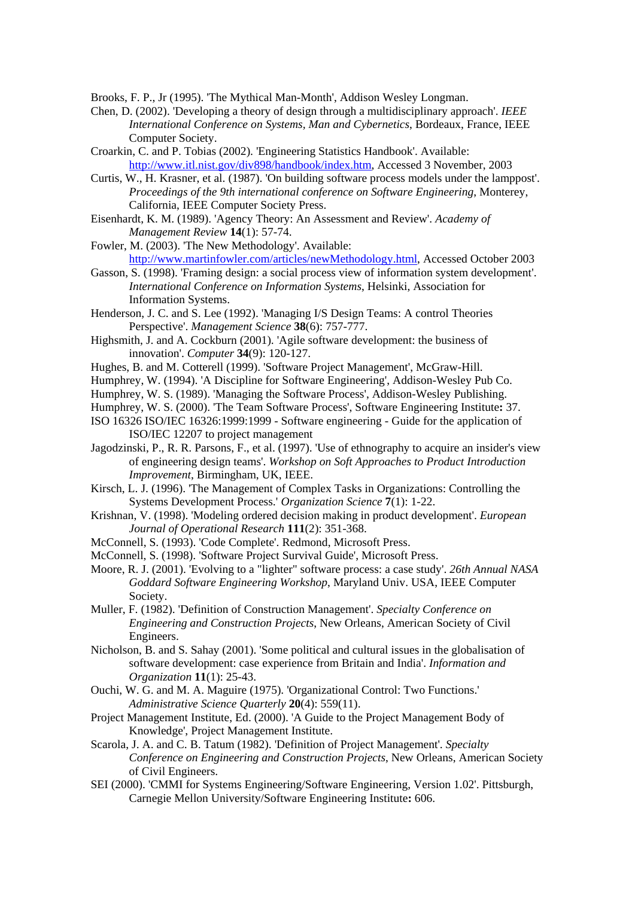Brooks, F. P., Jr (1995). 'The Mythical Man-Month', Addison Wesley Longman.

Chen, D. (2002). 'Developing a theory of design through a multidisciplinary approach'. *IEEE International Conference on Systems, Man and Cybernetics*, Bordeaux, France, IEEE Computer Society.

Croarkin, C. and P. Tobias (2002). 'Engineering Statistics Handbook'. Available: http://www.itl.nist.gov/div898/handbook/index.htm, Accessed 3 November, 2003

Curtis, W., H. Krasner, et al. (1987). 'On building software process models under the lamppost'. *Proceedings of the 9th international conference on Software Engineering*, Monterey, California, IEEE Computer Society Press.

Eisenhardt, K. M. (1989). 'Agency Theory: An Assessment and Review'. *Academy of Management Review* **14**(1): 57-74.

Fowler, M. (2003). 'The New Methodology'. Available: http://www.martinfowler.com/articles/newMethodology.html, Accessed October 2003

Gasson, S. (1998). 'Framing design: a social process view of information system development'. *International Conference on Information Systems*, Helsinki, Association for Information Systems.

Henderson, J. C. and S. Lee (1992). 'Managing I/S Design Teams: A control Theories Perspective'. *Management Science* **38**(6): 757-777.

Highsmith, J. and A. Cockburn (2001). 'Agile software development: the business of innovation'. *Computer* **34**(9): 120-127.

Hughes, B. and M. Cotterell (1999). 'Software Project Management', McGraw-Hill.

Humphrey, W. (1994). 'A Discipline for Software Engineering', Addison-Wesley Pub Co.

Humphrey, W. S. (1989). 'Managing the Software Process', Addison-Wesley Publishing.

Humphrey, W. S. (2000). 'The Team Software Process', Software Engineering Institute**:** 37.

ISO 16326 ISO/IEC 16326:1999:1999 - Software engineering - Guide for the application of ISO/IEC 12207 to project management

Jagodzinski, P., R. R. Parsons, F., et al. (1997). 'Use of ethnography to acquire an insider's view of engineering design teams'. *Workshop on Soft Approaches to Product Introduction Improvement*, Birmingham, UK, IEEE.

Kirsch, L. J. (1996). 'The Management of Complex Tasks in Organizations: Controlling the Systems Development Process.' *Organization Science* **7**(1): 1-22.

Krishnan, V. (1998). 'Modeling ordered decision making in product development'. *European Journal of Operational Research* **111**(2): 351-368.

McConnell, S. (1993). 'Code Complete'. Redmond, Microsoft Press.

McConnell, S. (1998). 'Software Project Survival Guide', Microsoft Press.

Moore, R. J. (2001). 'Evolving to a "lighter" software process: a case study'. *26th Annual NASA Goddard Software Engineering Workshop*, Maryland Univ. USA, IEEE Computer Society.

Muller, F. (1982). 'Definition of Construction Management'. *Specialty Conference on Engineering and Construction Projects*, New Orleans, American Society of Civil Engineers.

Nicholson, B. and S. Sahay (2001). 'Some political and cultural issues in the globalisation of software development: case experience from Britain and India'. *Information and Organization* **11**(1): 25-43.

Ouchi, W. G. and M. A. Maguire (1975). 'Organizational Control: Two Functions.' *Administrative Science Quarterly* **20**(4): 559(11).

Project Management Institute, Ed. (2000). 'A Guide to the Project Management Body of Knowledge', Project Management Institute.

Scarola, J. A. and C. B. Tatum (1982). 'Definition of Project Management'. *Specialty Conference on Engineering and Construction Projects*, New Orleans, American Society of Civil Engineers.

SEI (2000). 'CMMI for Systems Engineering/Software Engineering, Version 1.02'. Pittsburgh, Carnegie Mellon University/Software Engineering Institute**:** 606.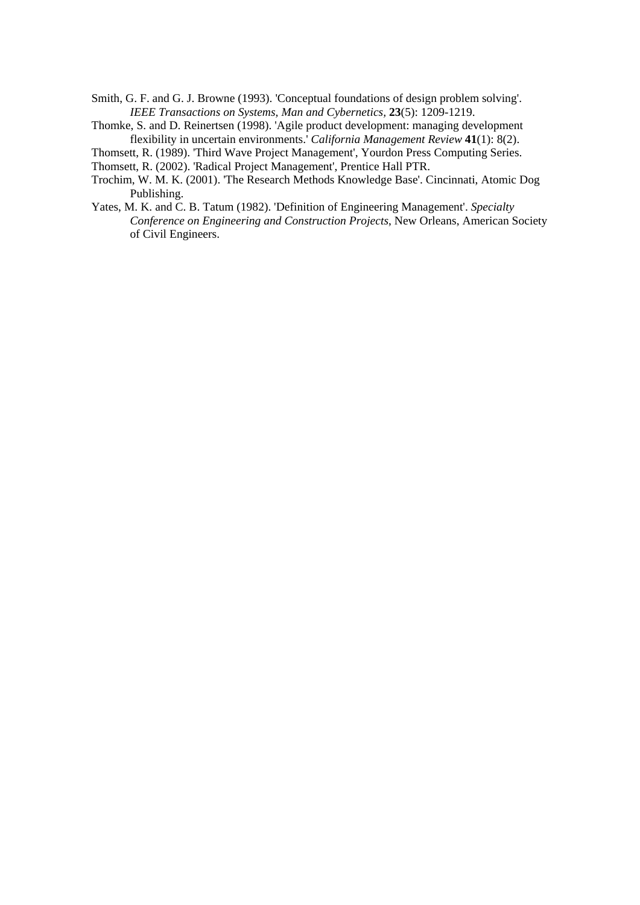Smith, G. F. and G. J. Browne (1993). 'Conceptual foundations of design problem solving'. *IEEE Transactions on Systems, Man and Cybernetics,* **23**(5): 1209-1219.

Thomke, S. and D. Reinertsen (1998). 'Agile product development: managing development flexibility in uncertain environments.' *California Management Review* **41**(1): 8(2).

Thomsett, R. (1989). 'Third Wave Project Management', Yourdon Press Computing Series.

Thomsett, R. (2002). 'Radical Project Management', Prentice Hall PTR.

Trochim, W. M. K. (2001). 'The Research Methods Knowledge Base'. Cincinnati, Atomic Dog Publishing.

Yates, M. K. and C. B. Tatum (1982). 'Definition of Engineering Management'. *Specialty Conference on Engineering and Construction Projects*, New Orleans, American Society of Civil Engineers.